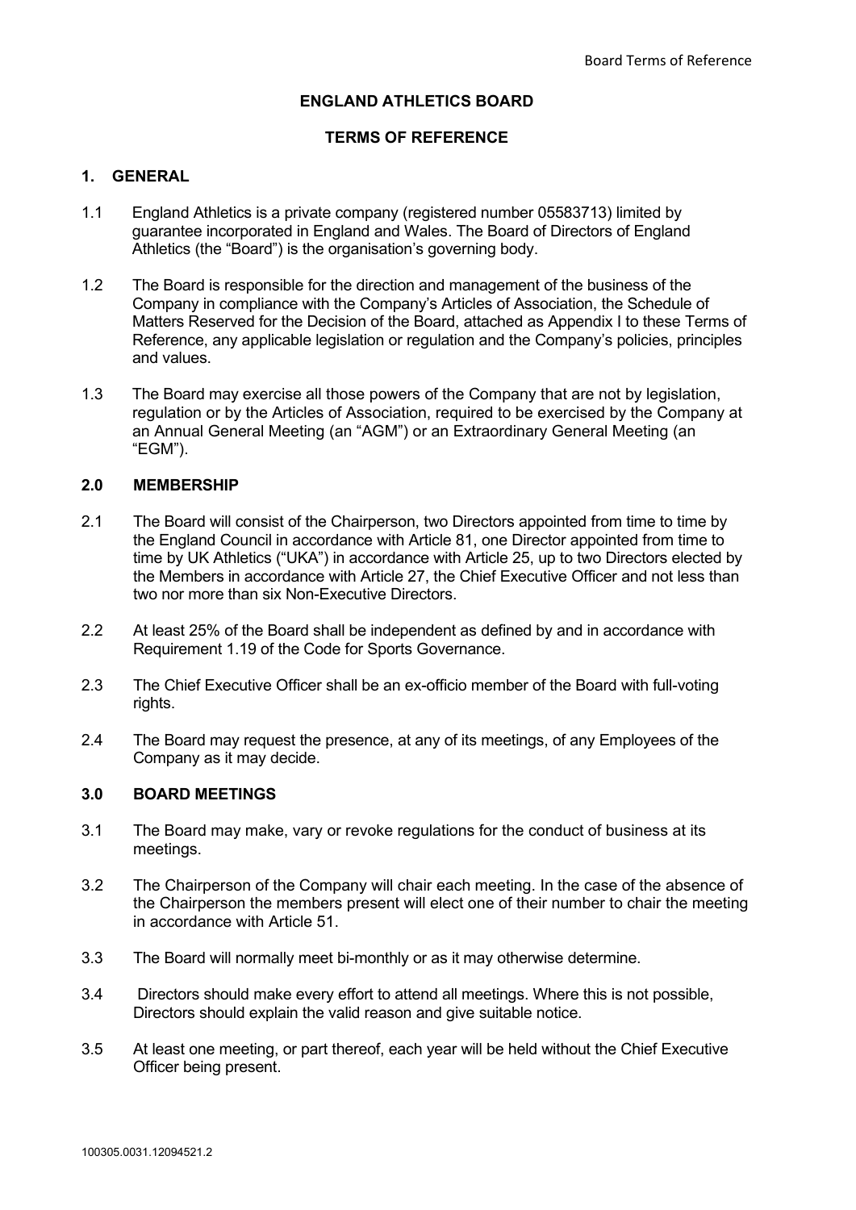# ENGLAND ATHLETICS BOARD

## TERMS OF REFERENCE

### 1. GENERAL

1.1 England Athletics is a private company (registered number 05583713) limited by guarantee incorporated in England and Wales. The Board of Directors of England Athletics (the "Board") is the organisation's governing body.

1.2 The Board is responsible for the direction and management of the business of the Company in compliance with the Company's Articles of Association, the Schedule of Matters Reserved for the Decision of the Board, attached as Appendix I to these Terms of Reference, any applicable legislation or regulation and the Company's policies, principles and values.

1.3 The Board may exercise all those powers of the Company that are not by legislation, regulation or by the Articles of Association, required to be exercised by the Company at an Annual General Meeting (an "AGM") or an Extraordinary General Meeting (an "EGM").

### 2.0 MEMBERSHIP

2.1 The Board will consist of the Chairperson, two Directors appointed from time to time by the England Council in accordance with Article 81, one Director appointed from time to time by UK Athletics ("UKA") in accordance with Article 25, up to two Directors elected by the Members in accordance with Article 27, the Chief Executive Officer and not less than two nor more than six Non-Executive Directors.

2.2 At least 25% of the Board shall be independent as defined by and in accordance with Requirement 1.19 of the Code for Sports Governance.

2.3 The Chief Executive Officer shall be an ex-officio member of the Board with full-voting rights.

2.4 The Board may request the presence, at any of its meetings, of any Employees of the Company as it may decide.

### 3.0 BOARD MEETINGS

3.1 The Board may make, vary or revoke regulations for the conduct of business at its meetings.

3.2 The Chairperson of the Company will chair each meeting. In the case of the absence of the Chairperson the members present will elect one of their number to chair the meeting in accordance with Article 51.

3.3 The Board will normally meet bi-monthly or as it may otherwise determine.

3.4 Directors should make every effort to attend all meetings. Where this is not possible, Directors should explain the valid reason and give suitable notice.

3.5 At least one meeting, or part thereof, each year will be held without the Chief Executive Officer being present.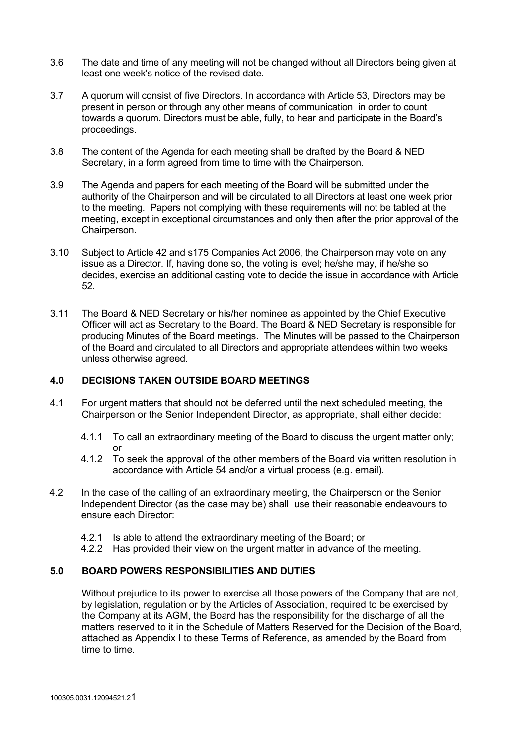3.6 The date and time of any meeting will not be changed without all Directors being given at least one week's notice of the revised date.

3.7 A quorum will consist of five Directors. In accordance with Article 53, Directors may be present in person or through any other means of communication in order to count towards a quorum. Directors must be able, fully, to hear and participate in the Board's proceedings.

3.8 The content of the Agenda for each meeting shall be drafted by the Board & NED Secretary, in a form agreed from time to time with the Chairperson.

3.9 The Agenda and papers for each meeting of the Board will be submitted under the authority of the Chairperson and will be circulated to all Directors at least one week prior to the meeting. Papers not complying with these requirements will not be tabled at the meeting, except in exceptional circumstances and only then after the prior approval of the Chairperson.

3.10 Subject to Article 42 and s175 Companies Act 2006, the Chairperson may vote on any issue as a Director. If, having done so, the voting is level; he/she may, if he/she so decides, exercise an additional casting vote to decide the issue in accordance with Article 52.

3.11 The Board & NED Secretary or his/her nominee as appointed by the Chief Executive Officer will act as Secretary to the Board. The Board & NED Secretary is responsible for producing Minutes of the Board meetings. The Minutes will be passed to the Chairperson of the Board and circulated to all Directors and appropriate attendees within two weeks unless otherwise agreed.

## 4.0 DECISIONS TAKEN OUTSIDE BOARD MEETINGS

4.1 For urgent matters that should not be deferred until the next scheduled meeting, the Chairperson or the Senior Independent Director, as appropriate, shall either decide:

- 4.1.1 To call an extraordinary meeting of the Board to discuss the urgent matter only; or
- 4.1.2 To seek the approval of the other members of the Board via written resolution in accordance with Article 54 and/or a virtual process (e.g. email).

4.2 In the case of the calling of an extraordinary meeting, the Chairperson or the Senior Independent Director (as the case may be) shall use their reasonable endeavours to ensure each Director:

- 4.2.1 Is able to attend the extraordinary meeting of the Board; or
- 4.2.2 Has provided their view on the urgent matter in advance of the meeting.

## 5.0 BOARD POWERS RESPONSIBILITIES AND DUTIES

Without prejudice to its power to exercise all those powers of the Company that are not, by legislation, regulation or by the Articles of Association, required to be exercised by the Company at its AGM, the Board has the responsibility for the discharge of all the matters reserved to it in the Schedule of Matters Reserved for the Decision of the Board, attached as Appendix I to these Terms of Reference, as amended by the Board from time to time.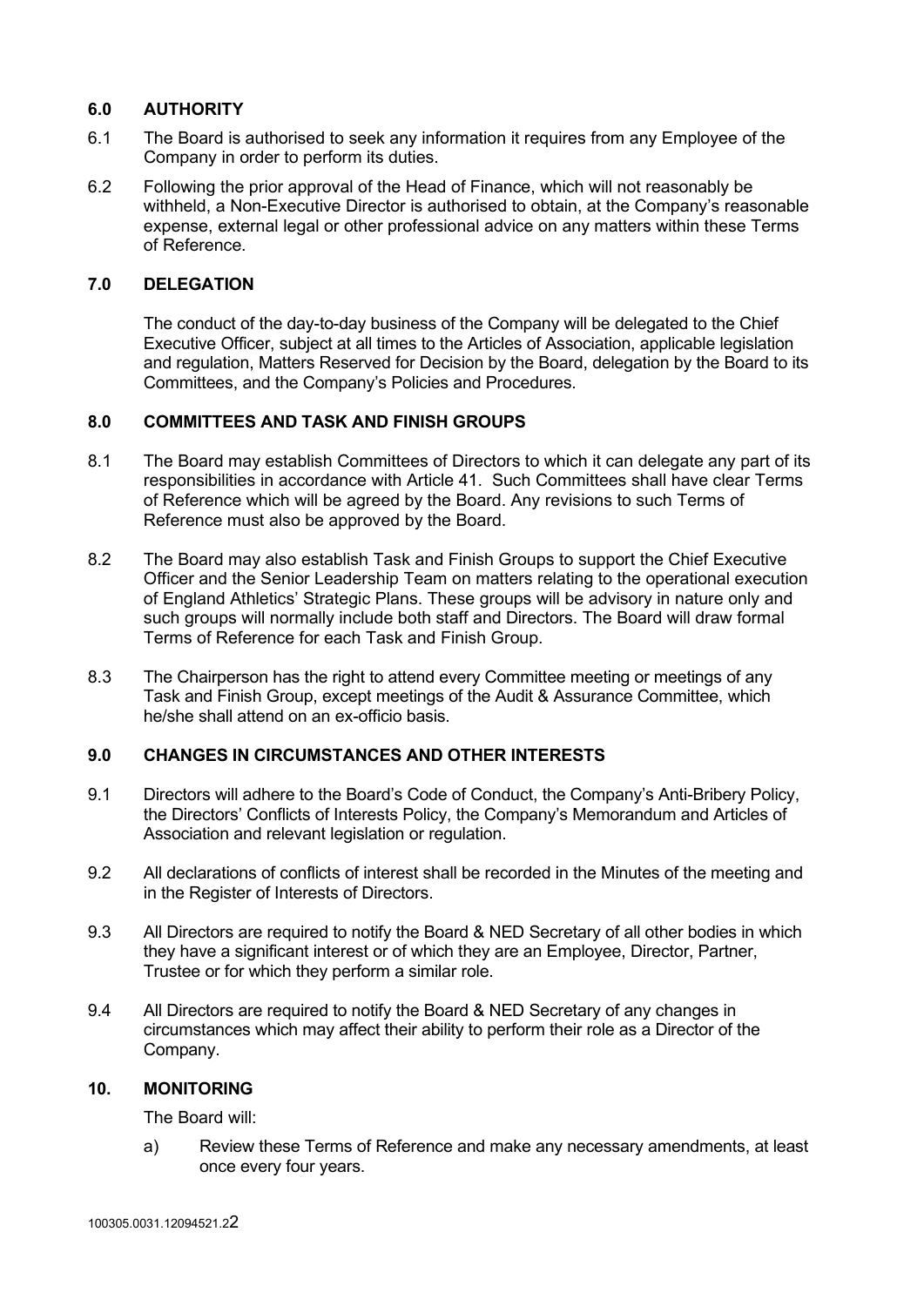## 6.0 AUTHORITY

6.1 The Board is authorised to seek any information it requires from any Employee of the Company in order to perform its duties.

6.2 Following the prior approval of the Head of Finance, which will not reasonably be withheld, a Non-Executive Director is authorised to obtain, at the Company's reasonable expense, external legal or other professional advice on any matters within these Terms of Reference.

## 7.0 DELEGATION

The conduct of the day-to-day business of the Company will be delegated to the Chief Executive Officer, subject at all times to the Articles of Association, applicable legislation and regulation, Matters Reserved for Decision by the Board, delegation by the Board to its Committees, and the Company's Policies and Procedures.

## 8.0 COMMITTEES AND TASK AND FINISH GROUPS

8.1 The Board may establish Committees of Directors to which it can delegate any part of its responsibilities in accordance with Article 41. Such Committees shall have clear Terms of Reference which will be agreed by the Board. Any revisions to such Terms of Reference must also be approved by the Board.

8.2 The Board may also establish Task and Finish Groups to support the Chief Executive Officer and the Senior Leadership Team on matters relating to the operational execution of England Athletics' Strategic Plans. These groups will be advisory in nature only and such groups will normally include both staff and Directors. The Board will draw formal Terms of Reference for each Task and Finish Group.

8.3 The Chairperson has the right to attend every Committee meeting or meetings of any Task and Finish Group, except meetings of the Audit & Assurance Committee, which he/she shall attend on an ex-officio basis.

## 9.0 CHANGES IN CIRCUMSTANCES AND OTHER INTERESTS

9.1 Directors will adhere to the Board's Code of Conduct, the Company's Anti-Bribery Policy, the Directors' Conflicts of Interests Policy, the Company's Memorandum and Articles of Association and relevant legislation or regulation.

9.2 All declarations of conflicts of interest shall be recorded in the Minutes of the meeting and in the Register of Interests of Directors.

9.3 All Directors are required to notify the Board & NED Secretary of all other bodies in which they have a significant interest or of which they are an Employee, Director, Partner, Trustee or for which they perform a similar role.

9.4 All Directors are required to notify the Board & NED Secretary of any changes in circumstances which may affect their ability to perform their role as a Director of the Company.

## 10. MONITORING

The Board will:

a) Review these Terms of Reference and make any necessary amendments, at least once every four years.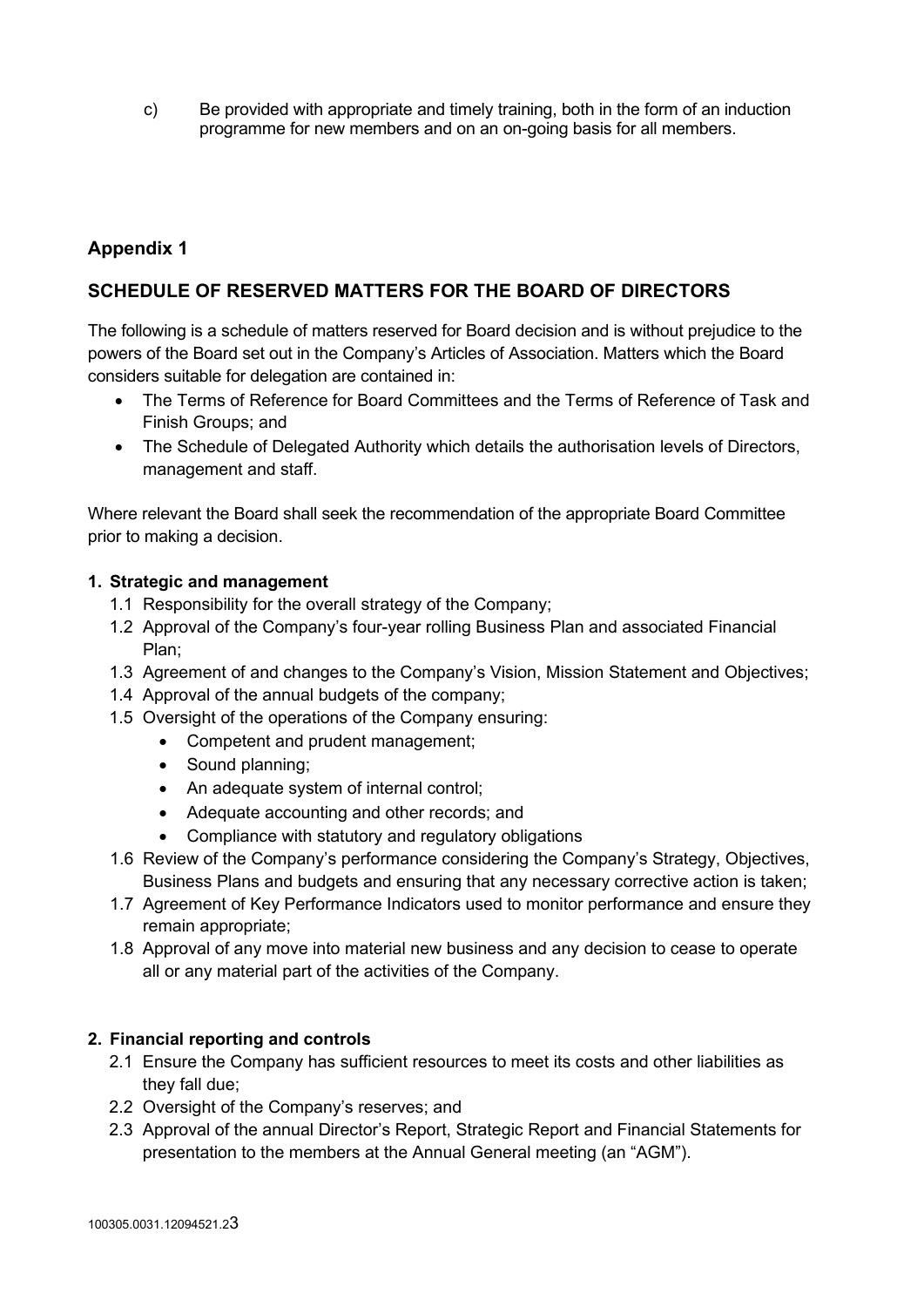c) Be provided with appropriate and timely training, both in the form of an induction programme for new members and on an on-going basis for all members.

## Appendix 1

## SCHEDULE OF RESERVED MATTERS FOR THE BOARD OF DIRECTORS

The following is a schedule of matters reserved for Board decision and is without prejudice to the powers of the Board set out in the Company's Articles of Association. Matters which the Board considers suitable for delegation are contained in:

- The Terms of Reference for Board Committees and the Terms of Reference of Task and Finish Groups; and
- The Schedule of Delegated Authority which details the authorisation levels of Directors, management and staff.

Where relevant the Board shall seek the recommendation of the appropriate Board Committee prior to making a decision.

**1. Strategic and management**

1.1 Responsibility for the overall strategy of the Company;

1.2 Approval of the Company's four-year rolling Business Plan and associated Financial Plan;

1.3 Agreement of and changes to the Company's Vision, Mission Statement and Objectives;

1.4 Approval of the annual budgets of the company;

1.5 Oversight of the operations of the Company ensuring:

- Competent and prudent management;
- Sound planning;
- An adequate system of internal control;
- Adequate accounting and other records; and
- Compliance with statutory and regulatory obligations

1.6 Review of the Company's performance considering the Company's Strategy, Objectives, Business Plans and budgets and ensuring that any necessary corrective action is taken;

1.7 Agreement of Key Performance Indicators used to monitor performance and ensure they remain appropriate;

1.8 Approval of any move into material new business and any decision to cease to operate all or any material part of the activities of the Company.

**2. Financial reporting and controls**

2.1 Ensure the Company has sufficient resources to meet its costs and other liabilities as they fall due;

2.2 Oversight of the Company's reserves; and

2.3 Approval of the annual Director's Report, Strategic Report and Financial Statements for presentation to the members at the Annual General meeting (an "AGM").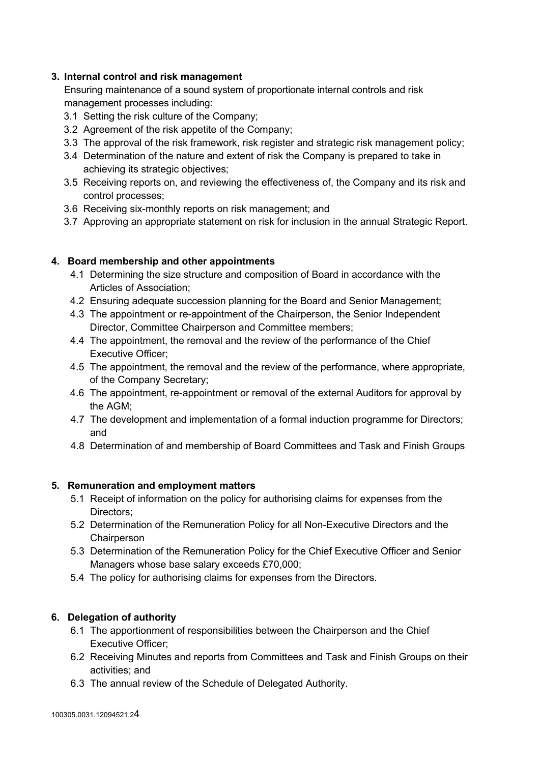**3. Internal control and risk management**

Ensuring maintenance of a sound system of proportionate internal controls and risk management processes including:

3.1 Setting the risk culture of the Company;

3.2 Agreement of the risk appetite of the Company;

3.3 The approval of the risk framework, risk register and strategic risk management policy;

3.4 Determination of the nature and extent of risk the Company is prepared to take in achieving its strategic objectives;

3.5 Receiving reports on, and reviewing the effectiveness of, the Company and its risk and control processes;

3.6 Receiving six-monthly reports on risk management; and

3.7 Approving an appropriate statement on risk for inclusion in the annual Strategic Report.

**4. Board membership and other appointments**

4.1 Determining the size structure and composition of Board in accordance with the Articles of Association;

4.2 Ensuring adequate succession planning for the Board and Senior Management;

4.3 The appointment or re-appointment of the Chairperson, the Senior Independent Director, Committee Chairperson and Committee members;

4.4 The appointment, the removal and the review of the performance of the Chief Executive Officer;

4.5 The appointment, the removal and the review of the performance, where appropriate, of the Company Secretary;

4.6 The appointment, re-appointment or removal of the external Auditors for approval by the AGM;

4.7 The development and implementation of a formal induction programme for Directors; and

4.8 Determination of and membership of Board Committees and Task and Finish Groups

**5. Remuneration and employment matters**

5.1 Receipt of information on the policy for authorising claims for expenses from the Directors;

5.2 Determination of the Remuneration Policy for all Non-Executive Directors and the Chairperson

5.3 Determination of the Remuneration Policy for the Chief Executive Officer and Senior Managers whose base salary exceeds £70,000;

5.4 The policy for authorising claims for expenses from the Directors.

**6. Delegation of authority**

6.1 The apportionment of responsibilities between the Chairperson and the Chief Executive Officer;

6.2 Receiving Minutes and reports from Committees and Task and Finish Groups on their activities; and

6.3 The annual review of the Schedule of Delegated Authority.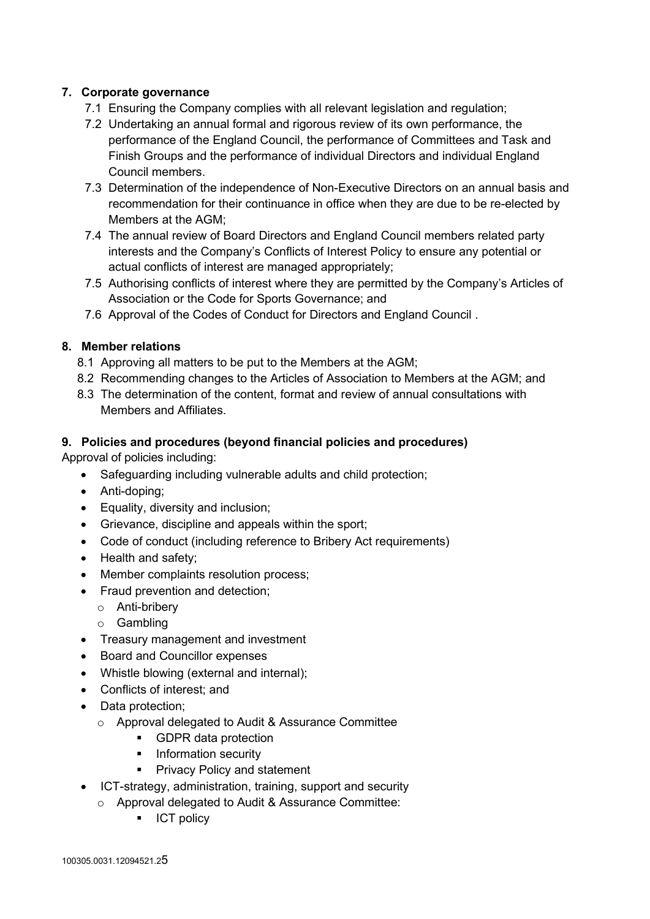**7. Corporate governance**

7.1 Ensuring the Company complies with all relevant legislation and regulation;

7.2 Undertaking an annual formal and rigorous review of its own performance, the performance of the England Council, the performance of Committees and Task and Finish Groups and the performance of individual Directors and individual England Council members.

7.3 Determination of the independence of Non-Executive Directors on an annual basis and recommendation for their continuance in office when they are due to be re-elected by Members at the AGM;

7.4 The annual review of Board Directors and England Council members related party interests and the Company's Conflicts of Interest Policy to ensure any potential or actual conflicts of interest are managed appropriately;

7.5 Authorising conflicts of interest where they are permitted by the Company's Articles of Association or the Code for Sports Governance; and

7.6 Approval of the Codes of Conduct for Directors and England Council .

**8. Member relations**

8.1 Approving all matters to be put to the Members at the AGM;

8.2 Recommending changes to the Articles of Association to Members at the AGM; and

8.3 The determination of the content, format and review of annual consultations with Members and Affiliates.

**9. Policies and procedures (beyond financial policies and procedures)**

Approval of policies including:

- Safeguarding including vulnerable adults and child protection;
- Anti-doping;
- Equality, diversity and inclusion;
- Grievance, discipline and appeals within the sport;
- Code of conduct (including reference to Bribery Act requirements)
- Health and safety;
- Member complaints resolution process;
- Fraud prevention and detection;
  - Anti-bribery
  - Gambling
- Treasury management and investment
- Board and Councillor expenses
- Whistle blowing (external and internal);
- Conflicts of interest; and
- Data protection;
  - Approval delegated to Audit & Assurance Committee
    - GDPR data protection
    - Information security
    - Privacy Policy and statement
- ICT-strategy, administration, training, support and security
  - Approval delegated to Audit & Assurance Committee:
    - ICT policy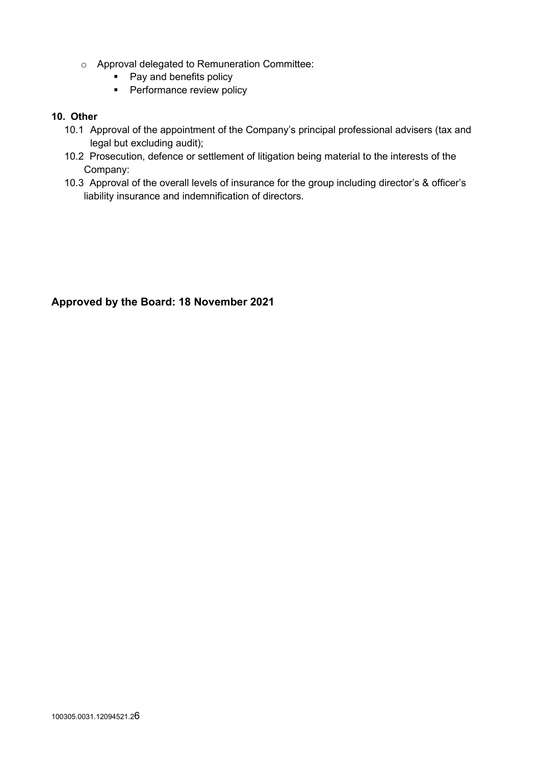- Approval delegated to Remuneration Committee:
  - Pay and benefits policy
  - Performance review policy

**10. Other**

10.1 Approval of the appointment of the Company's principal professional advisers (tax and legal but excluding audit);

10.2 Prosecution, defence or settlement of litigation being material to the interests of the Company:

10.3 Approval of the overall levels of insurance for the group including director's & officer's liability insurance and indemnification of directors.

**Approved by the Board: 18 November 2021**

100305.0031.12094521.2